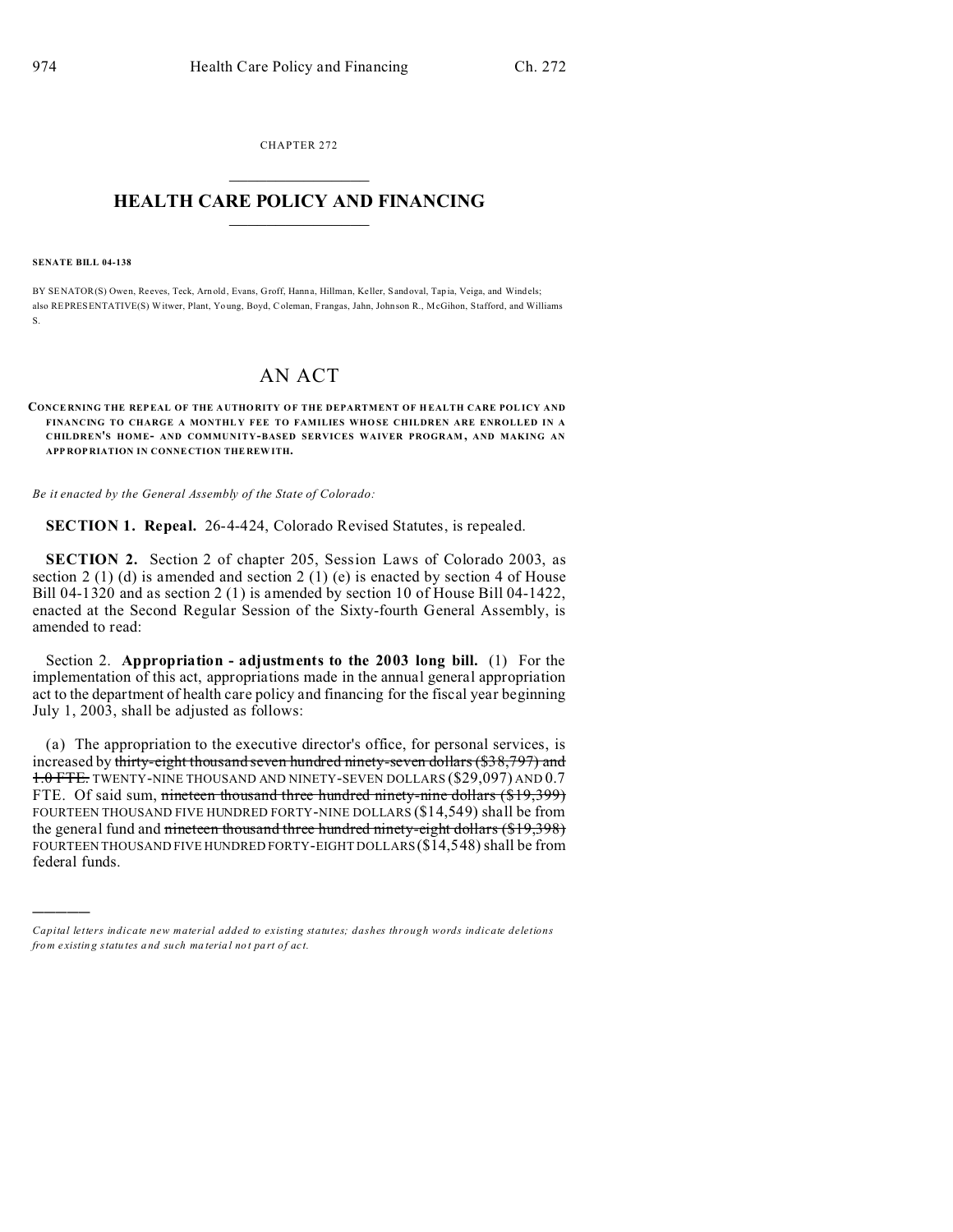CHAPTER 272

# HEALTH CARE POLICY AND FINANCING

**SENATE BILL 04-138**

BY SENATOR(S) Owen, Reeves, Teck, Arnold, Evans, Groff, Hanna, Hillman, Keller, Sandoval, Tapia, Veiga, and Windels;
also REPRESENTATIVE(S) Witwer, Plant, Young, Boyd, Coleman, Frangas, Jahn, Johnson R., McGihon, Stafford, and Williams S.

# AN ACT

**CONCERNING THE REPEAL OF THE AUTHORITY OF THE DEPARTMENT OF HEALTH CARE POLICY AND FINANCING TO CHARGE A MONTHLY FEE TO FAMILIES WHOSE CHILDREN ARE ENROLLED IN A CHILDREN'S HOME- AND COMMUNITY-BASED SERVICES WAIVER PROGRAM, AND MAKING AN APPROPRIATION IN CONNECTION THEREWITH.**

*Be it enacted by the General Assembly of the State of Colorado:*

**SECTION 1. Repeal.** 26-4-424, Colorado Revised Statutes, is repealed.

**SECTION 2.** Section 2 of chapter 205, Session Laws of Colorado 2003, as section 2 (1) (d) is amended and section 2 (1) (e) is enacted by section 4 of House Bill 04-1320 and as section 2 (1) is amended by section 10 of House Bill 04-1422, enacted at the Second Regular Session of the Sixty-fourth General Assembly, is amended to read:

Section 2. **Appropriation - adjustments to the 2003 long bill.** (1) For the implementation of this act, appropriations made in the annual general appropriation act to the department of health care policy and financing for the fiscal year beginning July 1, 2003, shall be adjusted as follows:

(a) The appropriation to the executive director's office, for personal services, is increased by ~~thirty-eight thousand seven hundred ninety-seven dollars ($38,797) and 1.0 FTE.~~ TWENTY-NINE THOUSAND AND NINETY-SEVEN DOLLARS ($29,097) AND 0.7 FTE. Of said sum, ~~nineteen thousand three hundred ninety-nine dollars ($19,399)~~ FOURTEEN THOUSAND FIVE HUNDRED FORTY-NINE DOLLARS ($14,549) shall be from the general fund and ~~nineteen thousand three hundred ninety-eight dollars ($19,398)~~ FOURTEEN THOUSAND FIVE HUNDRED FORTY-EIGHT DOLLARS ($14,548) shall be from federal funds.

---

*Capital letters indicate new material added to existing statutes; dashes through words indicate deletions from existing statutes and such material not part of act.*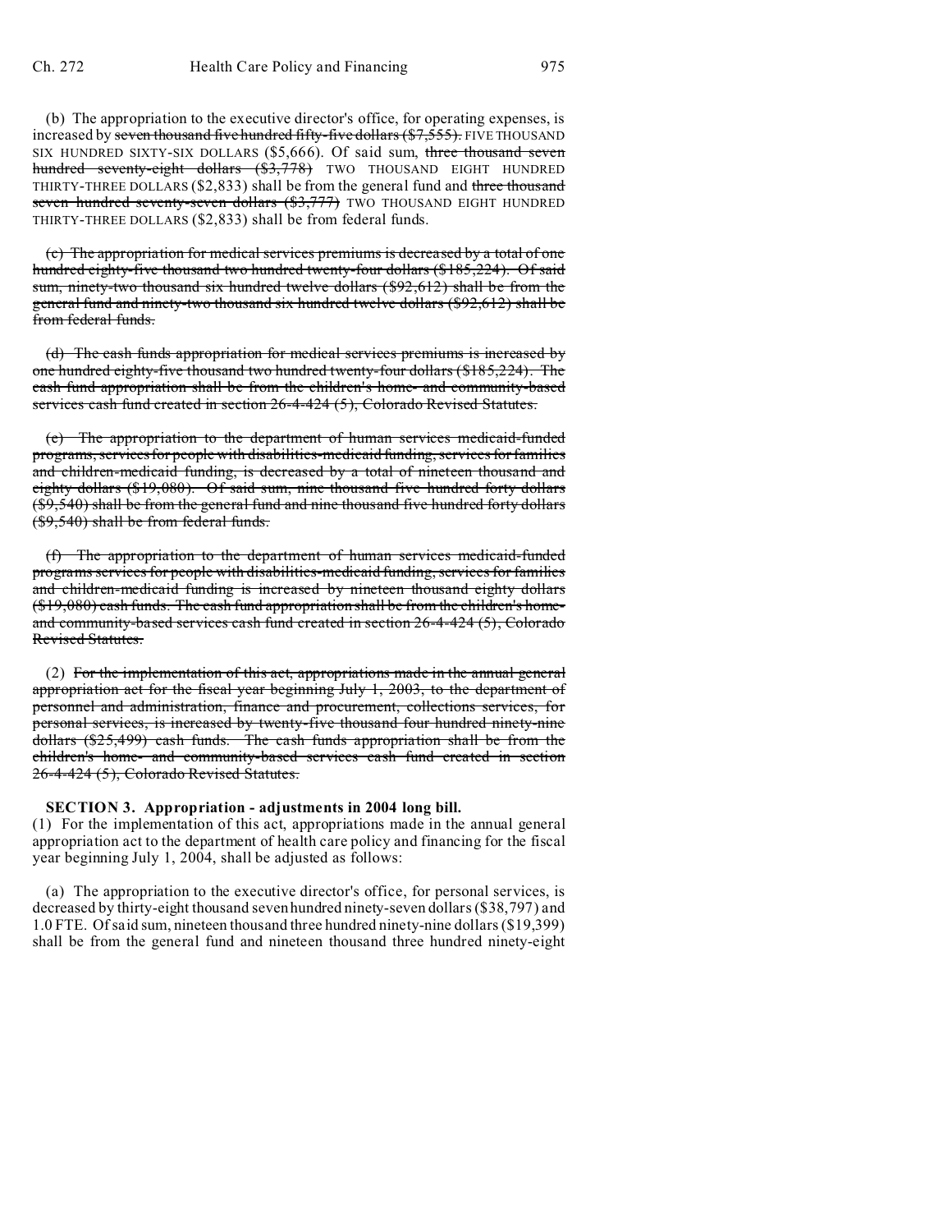(b) The appropriation to the executive director's office, for operating expenses, is increased by ~~seven thousand five hundred fifty-five dollars ($7,555).~~ FIVE THOUSAND SIX HUNDRED SIXTY-SIX DOLLARS ($5,666). Of said sum, ~~three thousand seven hundred seventy-eight dollars ($3,778)~~ TWO THOUSAND EIGHT HUNDRED THIRTY-THREE DOLLARS ($2,833) shall be from the general fund and ~~three thousand seven hundred seventy-seven dollars ($3,777)~~ TWO THOUSAND EIGHT HUNDRED THIRTY-THREE DOLLARS ($2,833) shall be from federal funds.

~~(c) The appropriation for medical services premiums is decreased by a total of one hundred eighty-five thousand two hundred twenty-four dollars ($185,224). Of said sum, ninety-two thousand six hundred twelve dollars ($92,612) shall be from the general fund and ninety-two thousand six hundred twelve dollars ($92,612) shall be from federal funds.~~

~~(d) The cash funds appropriation for medical services premiums is increased by one hundred eighty-five thousand two hundred twenty-four dollars ($185,224). The cash fund appropriation shall be from the children's home- and community-based services cash fund created in section 26-4-424 (5), Colorado Revised Statutes.~~

~~(e) The appropriation to the department of human services medicaid-funded programs, services for people with disabilities-medicaid funding, services for families and children-medicaid funding, is decreased by a total of nineteen thousand and eighty dollars ($19,080). Of said sum, nine thousand five hundred forty dollars ($9,540) shall be from the general fund and nine thousand five hundred forty dollars ($9,540) shall be from federal funds.~~

~~(f) The appropriation to the department of human services medicaid-funded programs services for people with disabilities-medicaid funding, services for families and children-medicaid funding is increased by nineteen thousand eighty dollars ($19,080) cash funds. The cash fund appropriation shall be from the children's home- and community-based services cash fund created in section 26-4-424 (5), Colorado Revised Statutes.~~

(2) ~~For the implementation of this act, appropriations made in the annual general appropriation act for the fiscal year beginning July 1, 2003, to the department of personnel and administration, finance and procurement, collections services, for personal services, is increased by twenty-five thousand four hundred ninety-nine dollars ($25,499) cash funds. The cash funds appropriation shall be from the children's home- and community-based services cash fund created in section 26-4-424 (5), Colorado Revised Statutes.~~

**SECTION 3. Appropriation - adjustments in 2004 long bill.**
(1) For the implementation of this act, appropriations made in the annual general appropriation act to the department of health care policy and financing for the fiscal year beginning July 1, 2004, shall be adjusted as follows:

(a) The appropriation to the executive director's office, for personal services, is decreased by thirty-eight thousand seven hundred ninety-seven dollars ($38,797) and 1.0 FTE. Of said sum, nineteen thousand three hundred ninety-nine dollars ($19,399) shall be from the general fund and nineteen thousand three hundred ninety-eight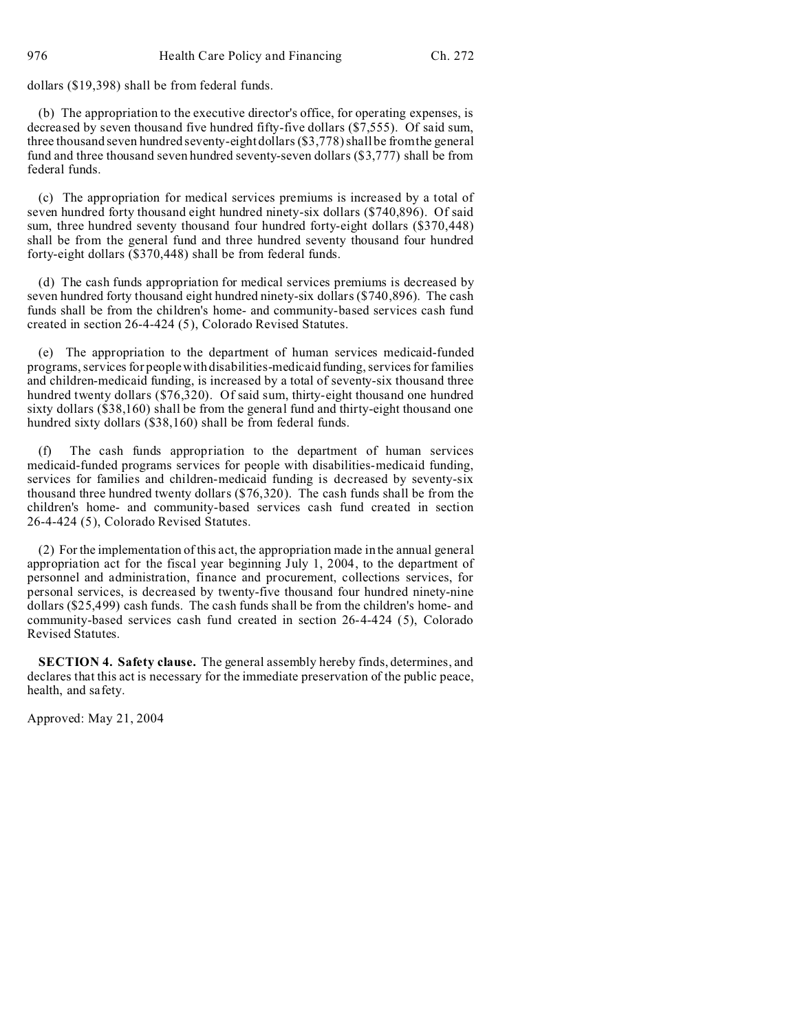dollars ($19,398) shall be from federal funds.

(b) The appropriation to the executive director's office, for operating expenses, is decreased by seven thousand five hundred fifty-five dollars ($7,555). Of said sum, three thousand seven hundred seventy-eight dollars ($3,778) shall be from the general fund and three thousand seven hundred seventy-seven dollars ($3,777) shall be from federal funds.

(c) The appropriation for medical services premiums is increased by a total of seven hundred forty thousand eight hundred ninety-six dollars ($740,896). Of said sum, three hundred seventy thousand four hundred forty-eight dollars ($370,448) shall be from the general fund and three hundred seventy thousand four hundred forty-eight dollars ($370,448) shall be from federal funds.

(d) The cash funds appropriation for medical services premiums is decreased by seven hundred forty thousand eight hundred ninety-six dollars ($740,896). The cash funds shall be from the children's home- and community-based services cash fund created in section 26-4-424 (5), Colorado Revised Statutes.

(e) The appropriation to the department of human services medicaid-funded programs, services for people with disabilities-medicaid funding, services for families and children-medicaid funding, is increased by a total of seventy-six thousand three hundred twenty dollars ($76,320). Of said sum, thirty-eight thousand one hundred sixty dollars ($38,160) shall be from the general fund and thirty-eight thousand one hundred sixty dollars ($38,160) shall be from federal funds.

(f) The cash funds appropriation to the department of human services medicaid-funded programs services for people with disabilities-medicaid funding, services for families and children-medicaid funding is decreased by seventy-six thousand three hundred twenty dollars ($76,320). The cash funds shall be from the children's home- and community-based services cash fund created in section 26-4-424 (5), Colorado Revised Statutes.

(2) For the implementation of this act, the appropriation made in the annual general appropriation act for the fiscal year beginning July 1, 2004, to the department of personnel and administration, finance and procurement, collections services, for personal services, is decreased by twenty-five thousand four hundred ninety-nine dollars ($25,499) cash funds. The cash funds shall be from the children's home- and community-based services cash fund created in section 26-4-424 (5), Colorado Revised Statutes.

**SECTION 4. Safety clause.** The general assembly hereby finds, determines, and declares that this act is necessary for the immediate preservation of the public peace, health, and safety.

Approved: May 21, 2004